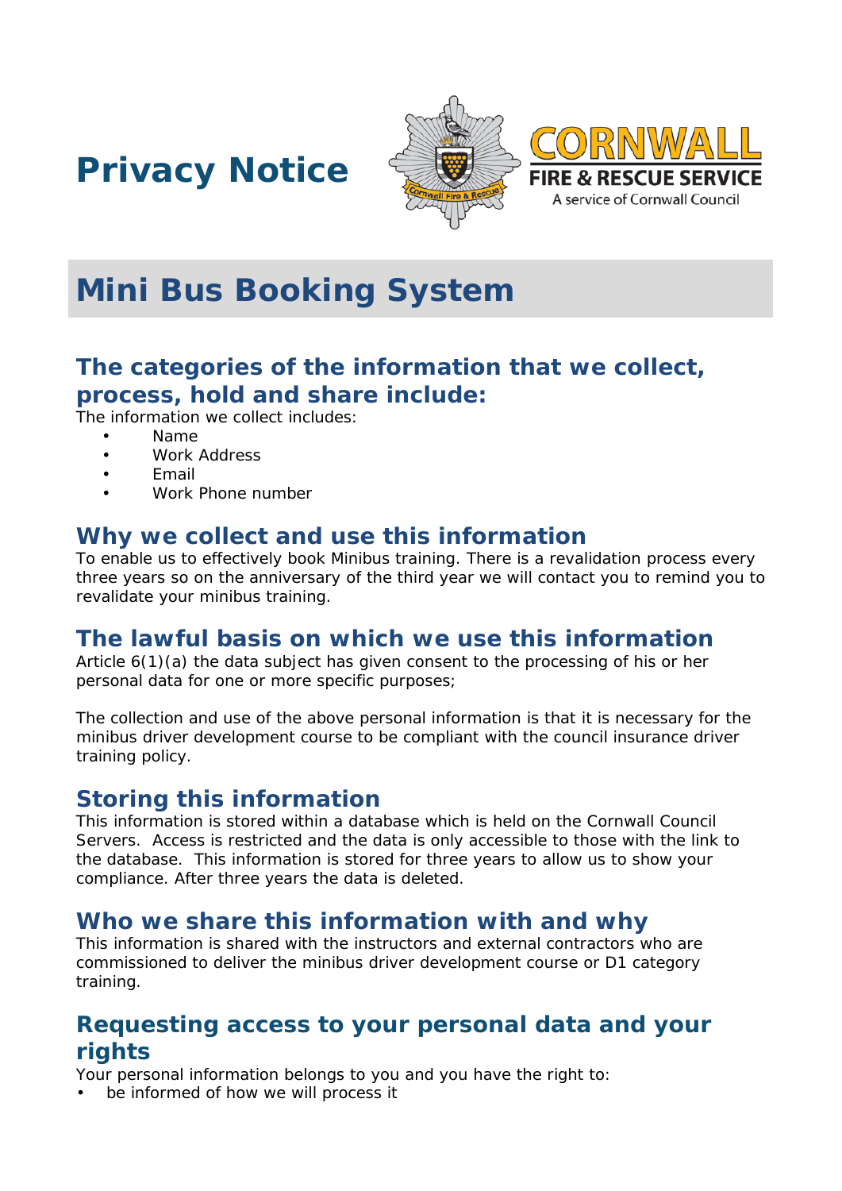# Privacy Notice

CORNWALL FIRE & RESCUE SERVICE
A service of Cornwall Council

## Mini Bus Booking System

### The categories of the information that we collect, process, hold and share include:

The information we collect includes:

- Name
- Work Address
- Email
- Work Phone number

### Why we collect and use this information

To enable us to effectively book Minibus training. There is a revalidation process every three years so on the anniversary of the third year we will contact you to remind you to revalidate your minibus training.

### The lawful basis on which we use this information

Article 6(1)(a) the data subject has given consent to the processing of his or her personal data for one or more specific purposes;

The collection and use of the above personal information is that it is necessary for the minibus driver development course to be compliant with the council insurance driver training policy.

### Storing this information

This information is stored within a database which is held on the Cornwall Council Servers. Access is restricted and the data is only accessible to those with the link to the database. This information is stored for three years to allow us to show your compliance. After three years the data is deleted.

### Who we share this information with and why

This information is shared with the instructors and external contractors who are commissioned to deliver the minibus driver development course or D1 category training.

### Requesting access to your personal data and your rights

Your personal information belongs to you and you have the right to:

- be informed of how we will process it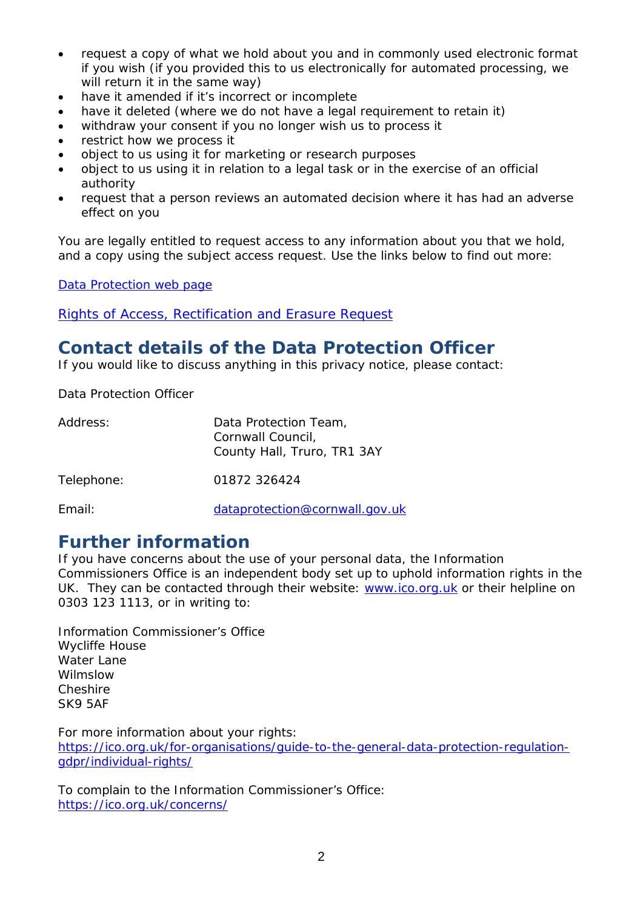- request a copy of what we hold about you and in commonly used electronic format if you wish (if you provided this to us electronically for automated processing, we will return it in the same way)
- have it amended if it's incorrect or incomplete
- have it deleted (where we do not have a legal requirement to retain it)
- withdraw your consent if you no longer wish us to process it
- restrict how we process it
- object to us using it for marketing or research purposes
- object to us using it in relation to a legal task or in the exercise of an official authority
- request that a person reviews an automated decision where it has had an adverse effect on you

You are legally entitled to request access to any information about you that we hold, and a copy using the subject access request. Use the links below to find out more:

[Data Protection web page]()

[Rights of Access, Rectification and Erasure Request]()

## Contact details of the Data Protection Officer

If you would like to discuss anything in this privacy notice, please contact:

Data Protection Officer

| | |
|---|---|
| Address: | Data Protection Team,<br>Cornwall Council,<br>County Hall, Truro, TR1 3AY |
| Telephone: | 01872 326424 |
| Email: | dataprotection@cornwall.gov.uk |

## Further information

If you have concerns about the use of your personal data, the Information Commissioners Office is an independent body set up to uphold information rights in the UK. They can be contacted through their website: www.ico.org.uk or their helpline on 0303 123 1113, or in writing to:

Information Commissioner's Office
Wycliffe House
Water Lane
Wilmslow
Cheshire
SK9 5AF

For more information about your rights:
https://ico.org.uk/for-organisations/guide-to-the-general-data-protection-regulation-gdpr/individual-rights/

To complain to the Information Commissioner's Office:
https://ico.org.uk/concerns/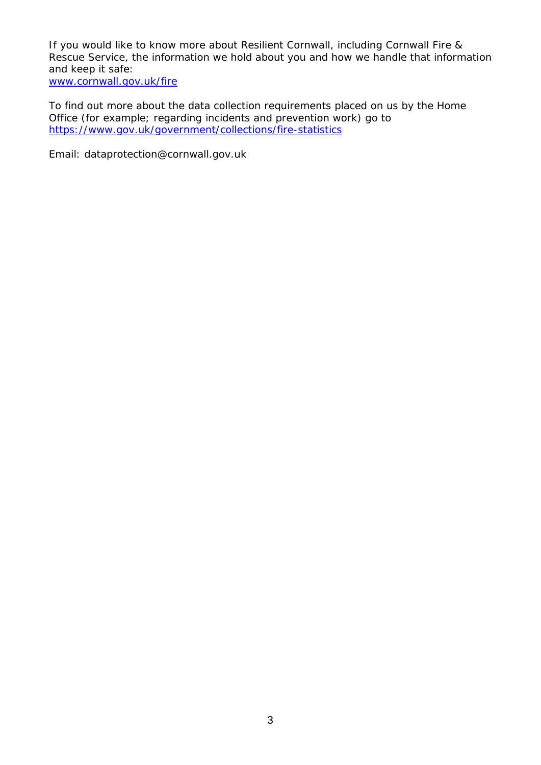If you would like to know more about Resilient Cornwall, including Cornwall Fire & Rescue Service, the information we hold about you and how we handle that information and keep it safe:
[www.cornwall.gov.uk/fire](www.cornwall.gov.uk/fire)

To find out more about the data collection requirements placed on us by the Home Office (for example; regarding incidents and prevention work) go to [https://www.gov.uk/government/collections/fire-statistics](https://www.gov.uk/government/collections/fire-statistics)

Email: dataprotection@cornwall.gov.uk